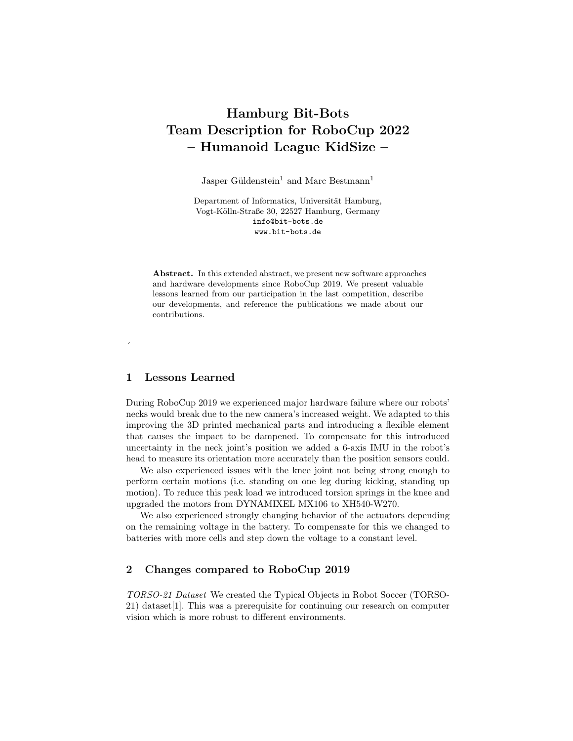# Hamburg Bit-Bots
# Team Description for RoboCup 2022
# – Humanoid League KidSize –

Jasper Güldenstein[1] and Marc Bestmann[1]

Department of Informatics, Universität Hamburg,
Vogt-Kölln-Straße 30, 22527 Hamburg, Germany
info@bit-bots.de
www.bit-bots.de

**Abstract.** In this extended abstract, we present new software approaches and hardware developments since RoboCup 2019. We present valuable lessons learned from our participation in the last competition, describe our developments, and reference the publications we made about our contributions.

## 1 Lessons Learned

During RoboCup 2019 we experienced major hardware failure where our robots' necks would break due to the new camera's increased weight. We adapted to this improving the 3D printed mechanical parts and introducing a flexible element that causes the impact to be dampened. To compensate for this introduced uncertainty in the neck joint's position we added a 6-axis IMU in the robot's head to measure its orientation more accurately than the position sensors could.

We also experienced issues with the knee joint not being strong enough to perform certain motions (i.e. standing on one leg during kicking, standing up motion). To reduce this peak load we introduced torsion springs in the knee and upgraded the motors from DYNAMIXEL MX106 to XH540-W270.

We also experienced strongly changing behavior of the actuators depending on the remaining voltage in the battery. To compensate for this we changed to batteries with more cells and step down the voltage to a constant level.

## 2 Changes compared to RoboCup 2019

*TORSO-21 Dataset* We created the Typical Objects in Robot Soccer (TORSO-21) dataset[1]. This was a prerequisite for continuing our research on computer vision which is more robust to different environments.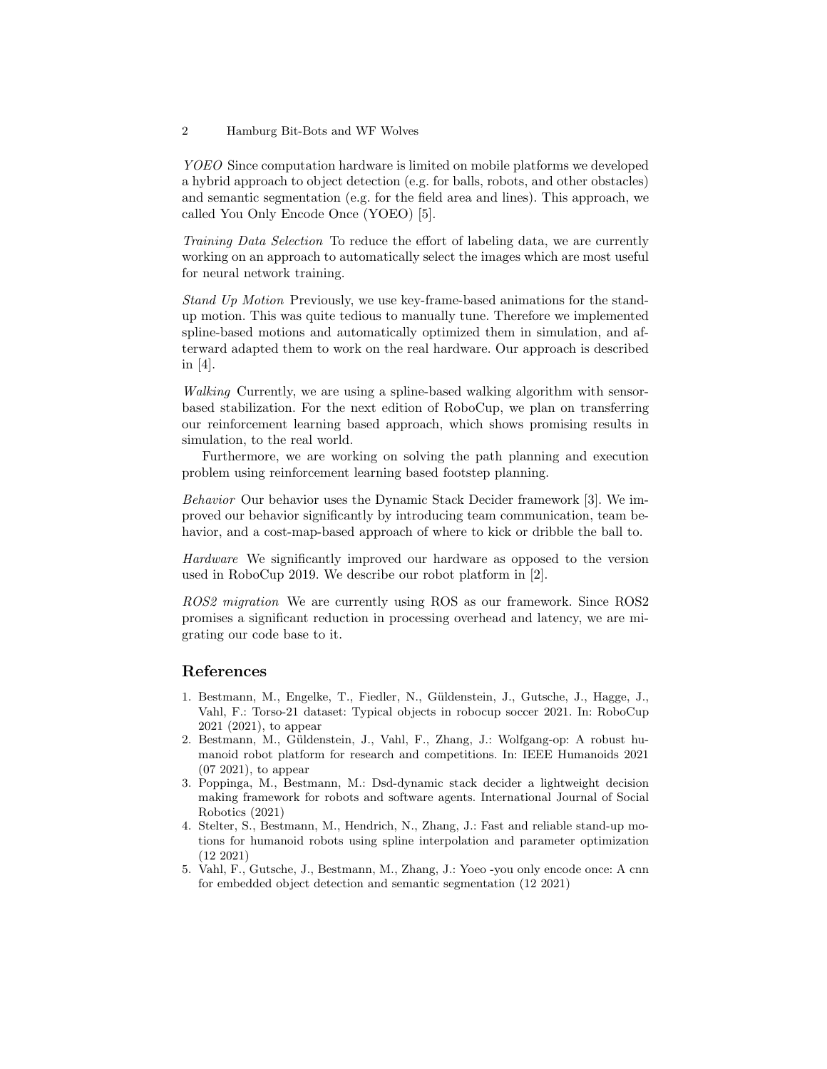*YOEO* Since computation hardware is limited on mobile platforms we developed a hybrid approach to object detection (e.g. for balls, robots, and other obstacles) and semantic segmentation (e.g. for the field area and lines). This approach, we called You Only Encode Once (YOEO) [5].

*Training Data Selection* To reduce the effort of labeling data, we are currently working on an approach to automatically select the images which are most useful for neural network training.

*Stand Up Motion* Previously, we use key-frame-based animations for the stand-up motion. This was quite tedious to manually tune. Therefore we implemented spline-based motions and automatically optimized them in simulation, and afterward adapted them to work on the real hardware. Our approach is described in [4].

*Walking* Currently, we are using a spline-based walking algorithm with sensor-based stabilization. For the next edition of RoboCup, we plan on transferring our reinforcement learning based approach, which shows promising results in simulation, to the real world.

Furthermore, we are working on solving the path planning and execution problem using reinforcement learning based footstep planning.

*Behavior* Our behavior uses the Dynamic Stack Decider framework [3]. We improved our behavior significantly by introducing team communication, team behavior, and a cost-map-based approach of where to kick or dribble the ball to.

*Hardware* We significantly improved our hardware as opposed to the version used in RoboCup 2019. We describe our robot platform in [2].

*ROS2 migration* We are currently using ROS as our framework. Since ROS2 promises a significant reduction in processing overhead and latency, we are migrating our code base to it.

## References

1. Bestmann, M., Engelke, T., Fiedler, N., Güldenstein, J., Gutsche, J., Hagge, J., Vahl, F.: Torso-21 dataset: Typical objects in robocup soccer 2021. In: RoboCup 2021 (2021), to appear
2. Bestmann, M., Güldenstein, J., Vahl, F., Zhang, J.: Wolfgang-op: A robust humanoid robot platform for research and competitions. In: IEEE Humanoids 2021 (07 2021), to appear
3. Poppinga, M., Bestmann, M.: Dsd-dynamic stack decider a lightweight decision making framework for robots and software agents. International Journal of Social Robotics (2021)
4. Stelter, S., Bestmann, M., Hendrich, N., Zhang, J.: Fast and reliable stand-up motions for humanoid robots using spline interpolation and parameter optimization (12 2021)
5. Vahl, F., Gutsche, J., Bestmann, M., Zhang, J.: Yoeo -you only encode once: A cnn for embedded object detection and semantic segmentation (12 2021)